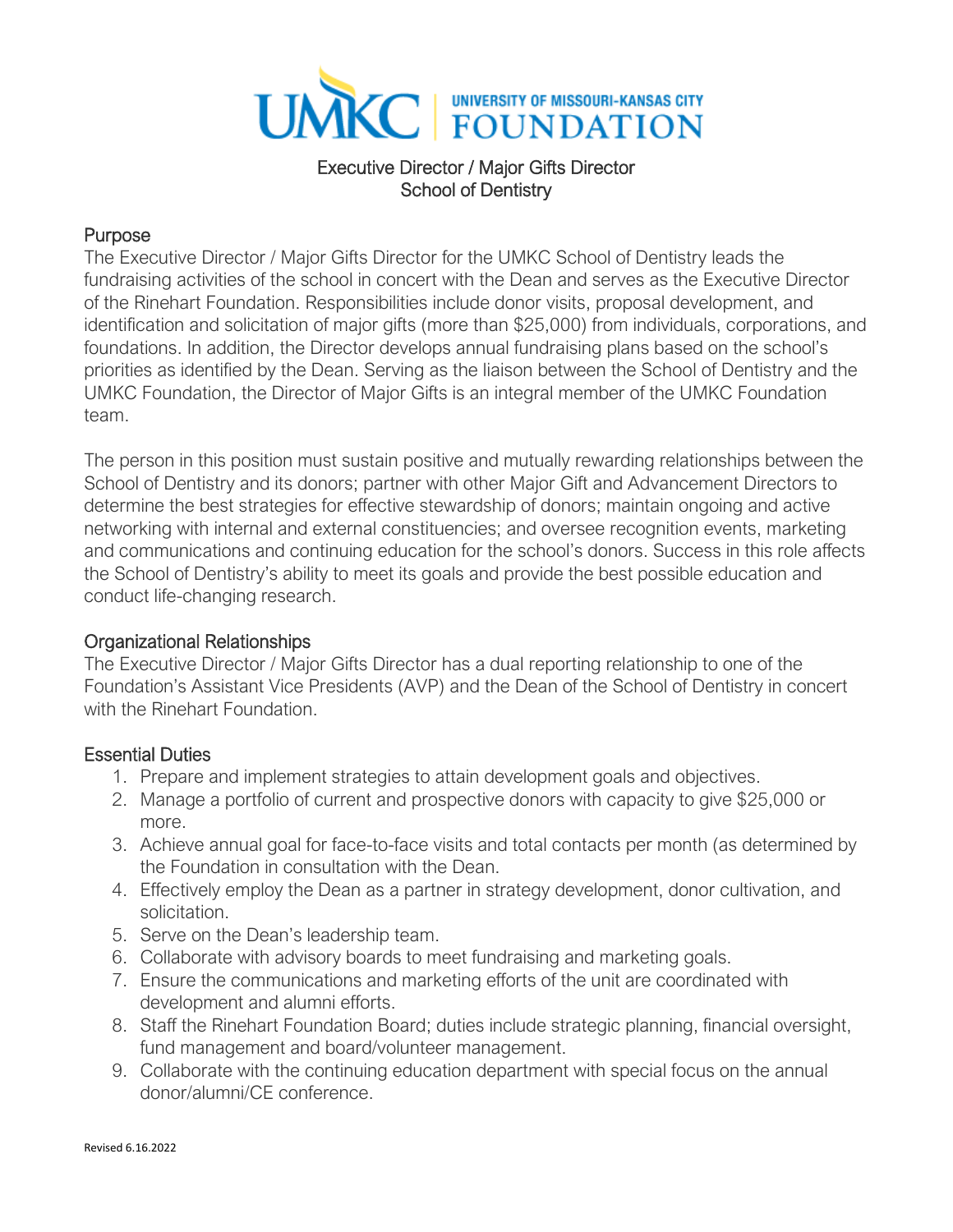# UMKC | UNIVERSITY OF MISSOURI-KANSAS CITY FOUNDATION

## Executive Director / Major Gifts Director
## School of Dentistry

### Purpose

The Executive Director / Major Gifts Director for the UMKC School of Dentistry leads the fundraising activities of the school in concert with the Dean and serves as the Executive Director of the Rinehart Foundation. Responsibilities include donor visits, proposal development, and identification and solicitation of major gifts (more than $25,000) from individuals, corporations, and foundations. In addition, the Director develops annual fundraising plans based on the school's priorities as identified by the Dean. Serving as the liaison between the School of Dentistry and the UMKC Foundation, the Director of Major Gifts is an integral member of the UMKC Foundation team.

The person in this position must sustain positive and mutually rewarding relationships between the School of Dentistry and its donors; partner with other Major Gift and Advancement Directors to determine the best strategies for effective stewardship of donors; maintain ongoing and active networking with internal and external constituencies; and oversee recognition events, marketing and communications and continuing education for the school's donors. Success in this role affects the School of Dentistry's ability to meet its goals and provide the best possible education and conduct life-changing research.

### Organizational Relationships

The Executive Director / Major Gifts Director has a dual reporting relationship to one of the Foundation's Assistant Vice Presidents (AVP) and the Dean of the School of Dentistry in concert with the Rinehart Foundation.

### Essential Duties

1. Prepare and implement strategies to attain development goals and objectives.
2. Manage a portfolio of current and prospective donors with capacity to give $25,000 or more.
3. Achieve annual goal for face-to-face visits and total contacts per month (as determined by the Foundation in consultation with the Dean.
4. Effectively employ the Dean as a partner in strategy development, donor cultivation, and solicitation.
5. Serve on the Dean's leadership team.
6. Collaborate with advisory boards to meet fundraising and marketing goals.
7. Ensure the communications and marketing efforts of the unit are coordinated with development and alumni efforts.
8. Staff the Rinehart Foundation Board; duties include strategic planning, financial oversight, fund management and board/volunteer management.
9. Collaborate with the continuing education department with special focus on the annual donor/alumni/CE conference.

Revised 6.16.2022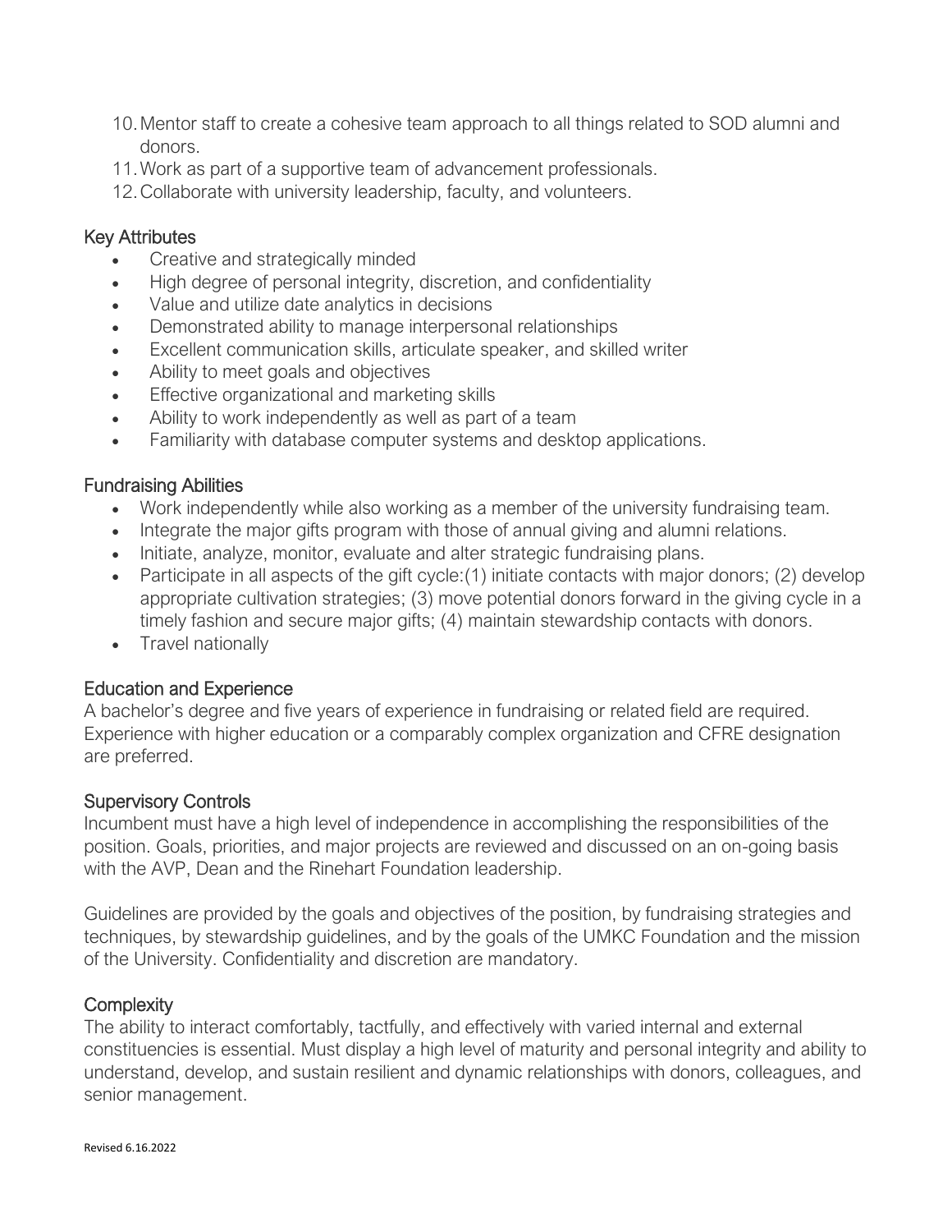10. Mentor staff to create a cohesive team approach to all things related to SOD alumni and donors.
11. Work as part of a supportive team of advancement professionals.
12. Collaborate with university leadership, faculty, and volunteers.

## Key Attributes

- Creative and strategically minded
- High degree of personal integrity, discretion, and confidentiality
- Value and utilize date analytics in decisions
- Demonstrated ability to manage interpersonal relationships
- Excellent communication skills, articulate speaker, and skilled writer
- Ability to meet goals and objectives
- Effective organizational and marketing skills
- Ability to work independently as well as part of a team
- Familiarity with database computer systems and desktop applications.

## Fundraising Abilities

- Work independently while also working as a member of the university fundraising team.
- Integrate the major gifts program with those of annual giving and alumni relations.
- Initiate, analyze, monitor, evaluate and alter strategic fundraising plans.
- Participate in all aspects of the gift cycle:(1) initiate contacts with major donors; (2) develop appropriate cultivation strategies; (3) move potential donors forward in the giving cycle in a timely fashion and secure major gifts; (4) maintain stewardship contacts with donors.
- Travel nationally

## Education and Experience

A bachelor's degree and five years of experience in fundraising or related field are required. Experience with higher education or a comparably complex organization and CFRE designation are preferred.

## Supervisory Controls

Incumbent must have a high level of independence in accomplishing the responsibilities of the position. Goals, priorities, and major projects are reviewed and discussed on an on-going basis with the AVP, Dean and the Rinehart Foundation leadership.

Guidelines are provided by the goals and objectives of the position, by fundraising strategies and techniques, by stewardship guidelines, and by the goals of the UMKC Foundation and the mission of the University. Confidentiality and discretion are mandatory.

## Complexity

The ability to interact comfortably, tactfully, and effectively with varied internal and external constituencies is essential. Must display a high level of maturity and personal integrity and ability to understand, develop, and sustain resilient and dynamic relationships with donors, colleagues, and senior management.

Revised 6.16.2022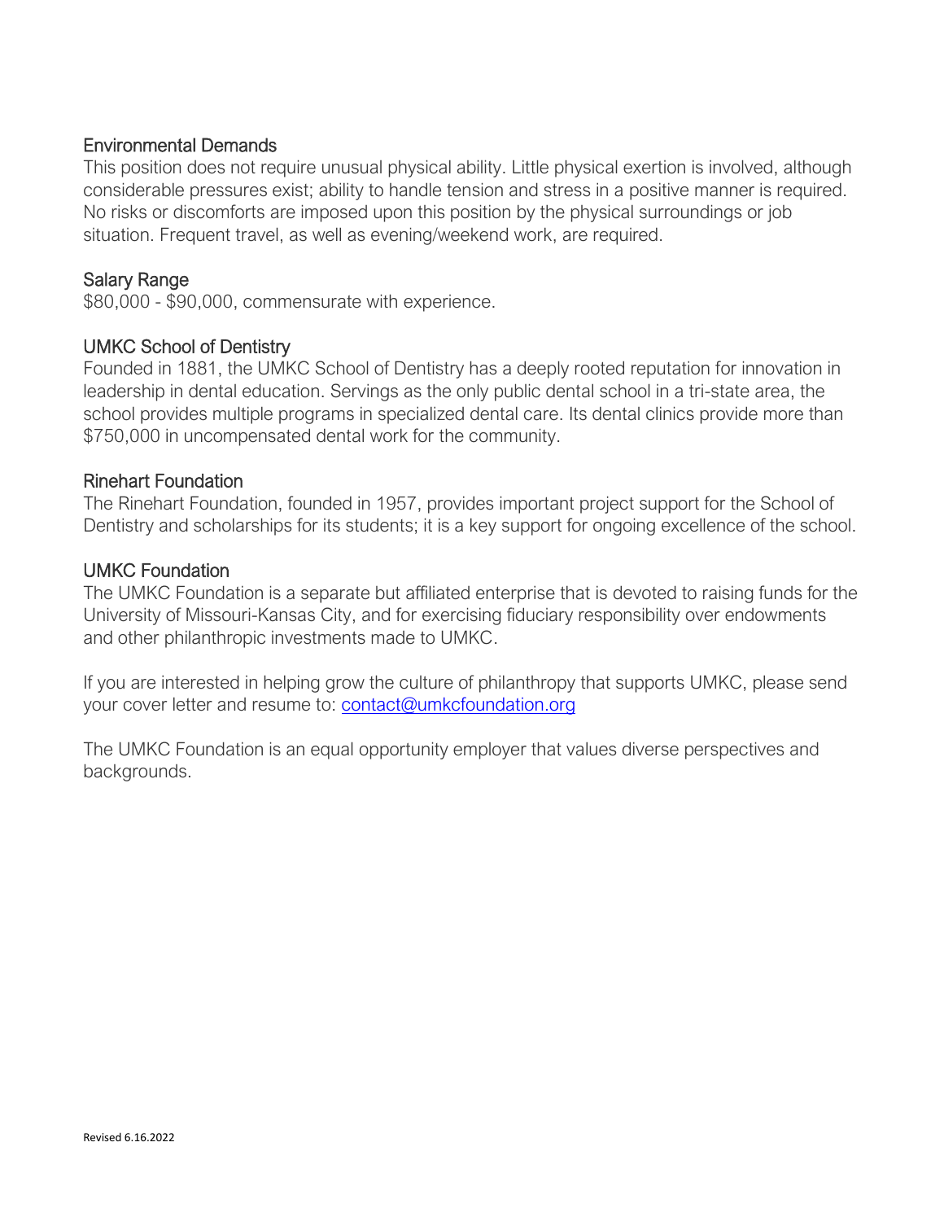## Environmental Demands

This position does not require unusual physical ability. Little physical exertion is involved, although considerable pressures exist; ability to handle tension and stress in a positive manner is required. No risks or discomforts are imposed upon this position by the physical surroundings or job situation. Frequent travel, as well as evening/weekend work, are required.

## Salary Range

$80,000 - $90,000, commensurate with experience.

## UMKC School of Dentistry

Founded in 1881, the UMKC School of Dentistry has a deeply rooted reputation for innovation in leadership in dental education. Servings as the only public dental school in a tri-state area, the school provides multiple programs in specialized dental care. Its dental clinics provide more than $750,000 in uncompensated dental work for the community.

## Rinehart Foundation

The Rinehart Foundation, founded in 1957, provides important project support for the School of Dentistry and scholarships for its students; it is a key support for ongoing excellence of the school.

## UMKC Foundation

The UMKC Foundation is a separate but affiliated enterprise that is devoted to raising funds for the University of Missouri-Kansas City, and for exercising fiduciary responsibility over endowments and other philanthropic investments made to UMKC.

If you are interested in helping grow the culture of philanthropy that supports UMKC, please send your cover letter and resume to: contact@umkcfoundation.org

The UMKC Foundation is an equal opportunity employer that values diverse perspectives and backgrounds.

Revised 6.16.2022